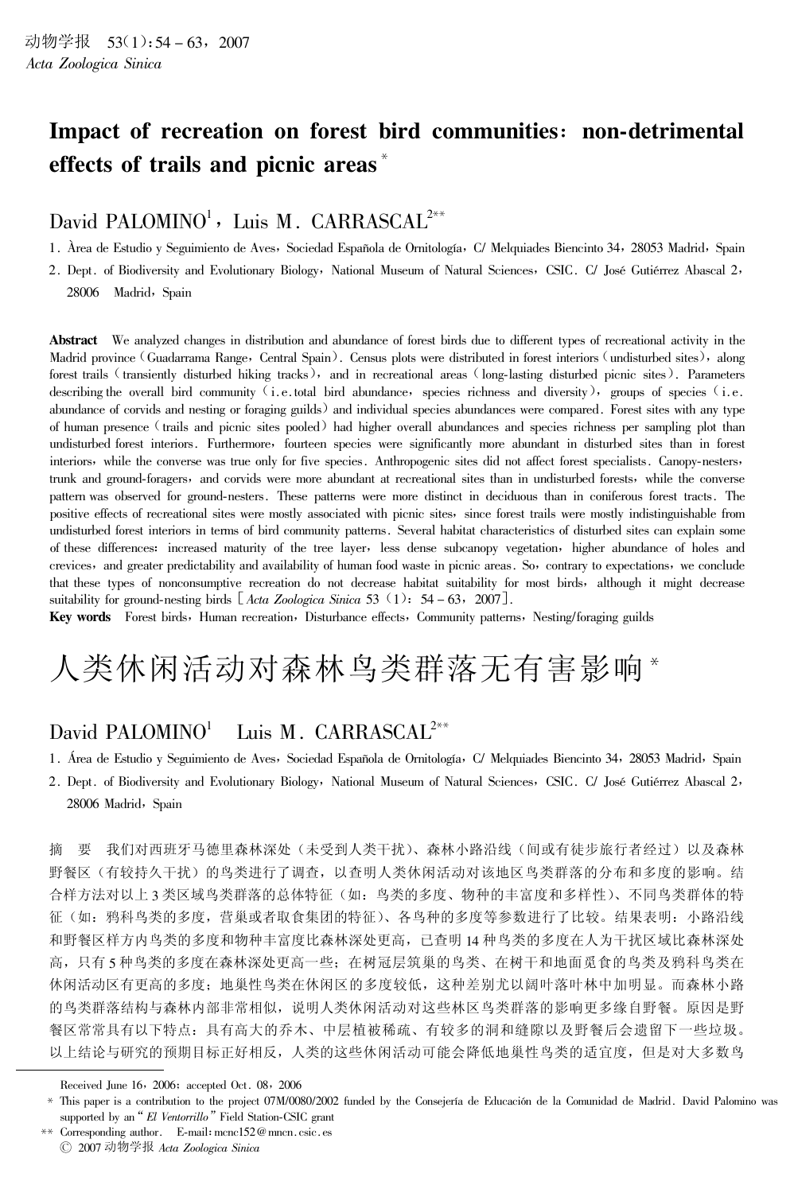# Impact of recreation on forest bird communities: non-detrimental effects of trails and picnic areas *

David PALOMINO[1], Luis M. CARRASCAL[2**]

1. Àrea de Estudio y Seguimiento de Aves, Sociedad Española de Ornitología, C/ Melquiades Biencinto 34, 28053 Madrid, Spain
2. Dept. of Biodiversity and Evolutionary Biology, National Museum of Natural Sciences, CSIC. C/ José Gutiérrez Abascal 2, 28006 Madrid, Spain

**Abstract** We analyzed changes in distribution and abundance of forest birds due to different types of recreational activity in the Madrid province (Guadarrama Range, Central Spain). Census plots were distributed in forest interiors (undisturbed sites), along forest trails (transiently disturbed hiking tracks), and in recreational areas (long-lasting disturbed picnic sites). Parameters describing the overall bird community (i.e. total bird abundance, species richness and diversity), groups of species (i.e. abundance of corvids and nesting or foraging guilds) and individual species abundances were compared. Forest sites with any type of human presence (trails and picnic sites pooled) had higher overall abundances and species richness per sampling plot than undisturbed forest interiors. Furthermore, fourteen species were significantly more abundant in disturbed sites than in forest interiors, while the converse was true only for five species. Anthropogenic sites did not affect forest specialists. Canopy-nesters, trunk and ground-foragers, and corvids were more abundant at recreational sites than in undisturbed forests, while the converse pattern was observed for ground-nesters. These patterns were more distinct in deciduous than in coniferous forest tracts. The positive effects of recreational sites were mostly associated with picnic sites, since forest trails were mostly indistinguishable from undisturbed forest interiors in terms of bird community patterns. Several habitat characteristics of disturbed sites can explain some of these differences: increased maturity of the tree layer, less dense subcanopy vegetation, higher abundance of holes and crevices, and greater predictability and availability of human food waste in picnic areas. So, contrary to expectations, we conclude that these types of nonconsumptive recreation do not decrease habitat suitability for most birds, although it might decrease suitability for ground-nesting birds [*Acta Zoologica Sinica* 53 (1): 54 – 63, 2007].

**Key words** Forest birds, Human recreation, Disturbance effects, Community patterns, Nesting/foraging guilds

# 人类休闲活动对森林鸟类群落无有害影响 *

David PALOMINO[1] Luis M. CARRASCAL[2**]

1. Área de Estudio y Seguimiento de Aves, Sociedad Española de Ornitología, C/ Melquiades Biencinto 34, 28053 Madrid, Spain
2. Dept. of Biodiversity and Evolutionary Biology, National Museum of Natural Sciences, CSIC. C/ José Gutiérrez Abascal 2, 28006 Madrid, Spain

摘 要 我们对西班牙马德里森林深处（未受到人类干扰）、森林小路沿线（间或有徒步旅行者经过）以及森林野餐区（有较持久干扰）的鸟类进行了调查，以查明人类休闲活动对该地区鸟类群落的分布和多度的影响。结合样方法对以上3类区域鸟类群落的总体特征（如：鸟类的多度、物种的丰富度和多样性）、不同鸟类群体的特征（如：鸦科鸟类的多度，营巢或者取食集团的特征）、各鸟种的多度等参数进行了比较。结果表明：小路沿线和野餐区样方内鸟类的多度和物种丰富度比森林深处更高，已查明14种鸟类的多度在人为干扰区域比森林深处高，只有5种鸟类的多度在森林深处更高一些；在树冠层筑巢的鸟类、在树干和地面觅食的鸟类及鸦科鸟类在休闲活动区有更高的多度；地巢性鸟类在休闲区的多度较低，这种差别尤以阔叶落叶林中加明显。而森林小路的鸟类群落结构与森林内部非常相似，说明人类休闲活动对这些林区鸟类群落的影响更多缘自野餐。原因是野餐区常常具有以下特点：具有高大的乔木、中层植被稀疏、有较多的洞和缝隙以及野餐后会遗留下一些垃圾。以上结论与研究的预期目标正好相反，人类的这些休闲活动可能会降低地巢性鸟类的适宜度，但是对大多数鸟

---

Received June 16, 2006; accepted Oct. 08, 2006

\* This paper is a contribution to the project 07M/0080/2002 funded by the Consejería de Educación de la Comunidad de Madrid. David Palomino was supported by an "*El Ventorrillo*" Field Station-CSIC grant

\*\* Corresponding author. E-mail: mcnc152@mncn.csic.es

© 2007 动物学报 *Acta Zoologica Sinica*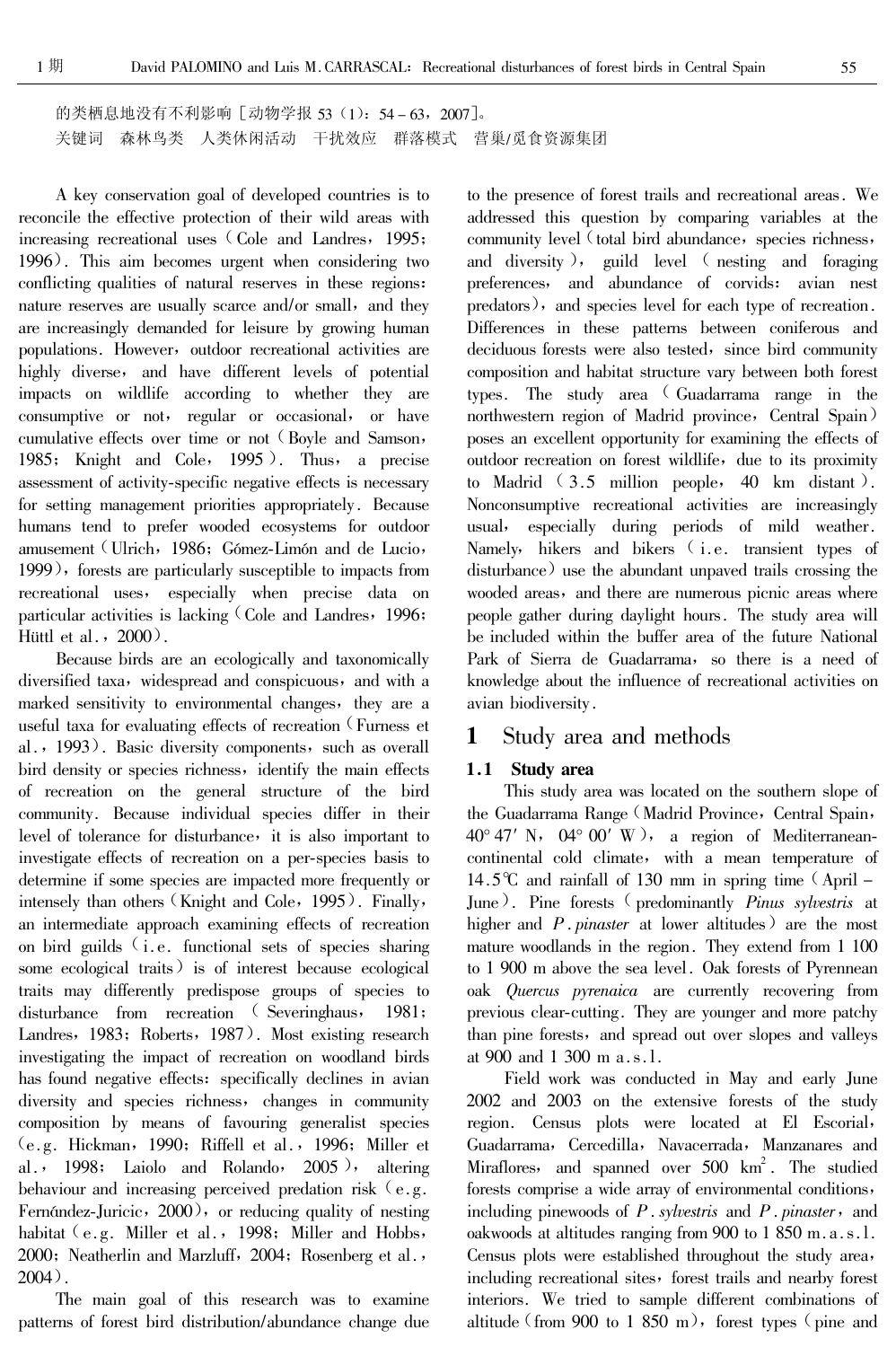的类栖息地没有不利影响［动物学报 53（1）：54 – 63，2007］。

关键词　森林鸟类　人类休闲活动　干扰效应　群落模式　营巢/觅食资源集团

A key conservation goal of developed countries is to reconcile the effective protection of their wild areas with increasing recreational uses（Cole and Landres，1995；1996）. This aim becomes urgent when considering two conflicting qualities of natural reserves in these regions：nature reserves are usually scarce and/or small，and they are increasingly demanded for leisure by growing human populations. However，outdoor recreational activities are highly diverse，and have different levels of potential impacts on wildlife according to whether they are consumptive or not，regular or occasional，or have cumulative effects over time or not（Boyle and Samson，1985；Knight and Cole，1995）. Thus，a precise assessment of activity-specific negative effects is necessary for setting management priorities appropriately. Because humans tend to prefer wooded ecosystems for outdoor amusement（Ulrich，1986；Gómez-Limón and de Lucio，1999），forests are particularly susceptible to impacts from recreational uses，especially when precise data on particular activities is lacking（Cole and Landres，1996；Hüttl et al.，2000）.

Because birds are an ecologically and taxonomically diversified taxa，widespread and conspicuous，and with a marked sensitivity to environmental changes，they are a useful taxa for evaluating effects of recreation（Furness et al.，1993）. Basic diversity components，such as overall bird density or species richness，identify the main effects of recreation on the general structure of the bird community. Because individual species differ in their level of tolerance for disturbance，it is also important to investigate effects of recreation on a per-species basis to determine if some species are impacted more frequently or intensely than others（Knight and Cole，1995）. Finally，an intermediate approach examining effects of recreation on bird guilds（i.e. functional sets of species sharing some ecological traits）is of interest because ecological traits may differently predispose groups of species to disturbance from recreation（Severinghaus，1981；Landres，1983；Roberts，1987）. Most existing research investigating the impact of recreation on woodland birds has found negative effects：specifically declines in avian diversity and species richness，changes in community composition by means of favouring generalist species（e.g. Hickman，1990；Riffell et al.，1996；Miller et al.，1998；Laiolo and Rolando，2005），altering behaviour and increasing perceived predation risk（e.g. Fernández-Juricic，2000），or reducing quality of nesting habitat（e.g. Miller et al.，1998；Miller and Hobbs，2000；Neatherlin and Marzluff，2004；Rosenberg et al.，2004）.

The main goal of this research was to examine patterns of forest bird distribution/abundance change due to the presence of forest trails and recreational areas. We addressed this question by comparing variables at the community level（total bird abundance，species richness，and diversity），guild level（nesting and foraging preferences，and abundance of corvids：avian nest predators），and species level for each type of recreation. Differences in these patterns between coniferous and deciduous forests were also tested，since bird community composition and habitat structure vary between both forest types. The study area（Guadarrama range in the northwestern region of Madrid province，Central Spain）poses an excellent opportunity for examining the effects of outdoor recreation on forest wildlife，due to its proximity to Madrid（3.5 million people，40 km distant）. Nonconsumptive recreational activities are increasingly usual，especially during periods of mild weather. Namely，hikers and bikers（i.e. transient types of disturbance）use the abundant unpaved trails crossing the wooded areas，and there are numerous picnic areas where people gather during daylight hours. The study area will be included within the buffer area of the future National Park of Sierra de Guadarrama，so there is a need of knowledge about the influence of recreational activities on avian biodiversity.

# 1　Study area and methods

## 1.1　Study area

This study area was located on the southern slope of the Guadarrama Range（Madrid Province，Central Spain，40° 47′ N，04° 00′ W），a region of Mediterranean-continental cold climate，with a mean temperature of 14.5℃ and rainfall of 130 mm in spring time（April – June）. Pine forests（predominantly *Pinus sylvestris* at higher and *P. pinaster* at lower altitudes）are the most mature woodlands in the region. They extend from 1 100 to 1 900 m above the sea level. Oak forests of Pyrennean oak *Quercus pyrenaica* are currently recovering from previous clear-cutting. They are younger and more patchy than pine forests，and spread out over slopes and valleys at 900 and 1 300 m a.s.l.

Field work was conducted in May and early June 2002 and 2003 on the extensive forests of the study region. Census plots were located at El Escorial，Guadarrama，Cercedilla，Navacerrada，Manzanares and Miraflores，and spanned over 500 km$^2$. The studied forests comprise a wide array of environmental conditions，including pinewoods of *P. sylvestris* and *P. pinaster*，and oakwoods at altitudes ranging from 900 to 1 850 m.a.s.l. Census plots were established throughout the study area，including recreational sites，forest trails and nearby forest interiors. We tried to sample different combinations of altitude（from 900 to 1 850 m），forest types（pine and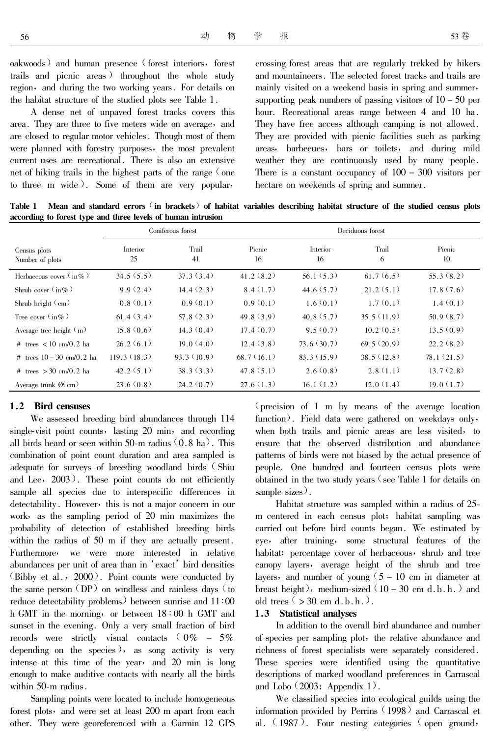oakwoods) and human presence (forest interiors, forest trails and picnic areas) throughout the whole study region, and during the two working years. For details on the habitat structure of the studied plots see Table 1.

A dense net of unpaved forest tracks covers this area. They are three to five meters wide on average, and are closed to regular motor vehicles. Though most of them were planned with forestry purposes, the most prevalent current uses are recreational. There is also an extensive net of hiking trails in the highest parts of the range (one to three m wide). Some of them are very popular, crossing forest areas that are regularly trekked by hikers and mountaineers. The selected forest tracks and trails are mainly visited on a weekend basis in spring and summer, supporting peak numbers of passing visitors of 10 – 50 per hour. Recreational areas range between 4 and 10 ha. They have free access although camping is not allowed. They are provided with picnic facilities such as parking areas, barbecues, bars or toilets, and during mild weather they are continuously used by many people. There is a constant occupancy of 100 – 300 visitors per hectare on weekends of spring and summer.

**Table 1 Mean and standard errors (in brackets) of habitat variables describing habitat structure of the studied census plots according to forest type and three levels of human intrusion**

| | Coniferous forest | | | Deciduous forest | | |
|---|---|---|---|---|---|---|
| Census plots | Interior | Trail | Picnic | Interior | Trail | Picnic |
| Number of plots | 25 | 41 | 16 | 16 | 6 | 10 |
| Herbaceous cover (in%) | 34.5 (5.5) | 37.3 (3.4) | 41.2 (8.2) | 56.1 (5.3) | 61.7 (6.5) | 55.3 (8.2) |
| Shrub cover (in%) | 9.9 (2.4) | 14.4 (2.3) | 8.4 (1.7) | 44.6 (5.7) | 21.2 (5.1) | 17.8 (7.6) |
| Shrub height (cm) | 0.8 (0.1) | 0.9 (0.1) | 0.9 (0.1) | 1.6 (0.1) | 1.7 (0.1) | 1.4 (0.1) |
| Tree cover (in%) | 61.4 (3.4) | 57.8 (2.3) | 49.8 (3.9) | 40.8 (5.7) | 35.5 (11.9) | 50.9 (8.7) |
| Average tree height (m) | 15.8 (0.6) | 14.3 (0.4) | 17.4 (0.7) | 9.5 (0.7) | 10.2 (0.5) | 13.5 (0.9) |
| # trees < 10 cm/0.2 ha | 26.2 (6.1) | 19.0 (4.0) | 12.4 (3.8) | 73.6 (30.7) | 69.5 (20.9) | 22.2 (8.2) |
| # trees 10 – 30 cm/0.2 ha | 119.3 (18.3) | 93.3 (10.9) | 68.7 (16.1) | 83.3 (15.9) | 38.5 (12.8) | 78.1 (21.5) |
| # trees > 30 cm/0.2 ha | 42.2 (5.1) | 38.3 (3.3) | 47.8 (5.1) | 2.6 (0.8) | 2.8 (1.1) | 13.7 (2.8) |
| Average trunk Ø(cm) | 23.6 (0.8) | 24.2 (0.7) | 27.6 (1.3) | 16.1 (1.2) | 12.0 (1.4) | 19.0 (1.7) |

## 1.2 Bird censuses

We assessed breeding bird abundances through 114 single-visit point counts, lasting 20 min, and recording all birds heard or seen within 50-m radius (0.8 ha). This combination of point count duration and area sampled is adequate for surveys of breeding woodland birds (Shiu and Lee, 2003). These point counts do not efficiently sample all species due to interspecific differences in detectability. However, this is not a major concern in our work, as the sampling period of 20 min maximizes the probability of detection of established breeding birds within the radius of 50 m if they are actually present. Furthermore, we were more interested in relative abundances per unit of area than in 'exact' bird densities (Bibby et al., 2000). Point counts were conducted by the same person (DP) on windless and rainless days (to reduce detectability problems) between sunrise and 11:00 h GMT in the morning, or between 18:00 h GMT and sunset in the evening. Only a very small fraction of bird records were strictly visual contacts (0% – 5% depending on the species), as song activity is very intense at this time of the year, and 20 min is long enough to make auditive contacts with nearly all the birds within 50-m radius.

Sampling points were located to include homogeneous forest plots, and were set at least 200 m apart from each other. They were georeferenced with a Garmin 12 GPS (precision of 1 m by means of the average location function). Field data were gathered on weekdays only, when both trails and picnic areas are less visited, to ensure that the observed distribution and abundance patterns of birds were not biased by the actual presence of people. One hundred and fourteen census plots were obtained in the two study years (see Table 1 for details on sample sizes).

Habitat structure was sampled within a radius of 25-m centered in each census plot; habitat sampling was carried out before bird counts began. We estimated by eye, after training, some structural features of the habitat: percentage cover of herbaceous, shrub and tree canopy layers, average height of the shrub and tree layers, and number of young (5 – 10 cm in diameter at breast height), medium-sized (10 – 30 cm d.b.h.) and old trees (> 30 cm d.b.h.).

## 1.3 Statistical analyses

In addition to the overall bird abundance and number of species per sampling plot, the relative abundance and richness of forest specialists were separately considered. These species were identified using the quantitative descriptions of marked woodland preferences in Carrascal and Lobo (2003; Appendix 1).

We classified species into ecological guilds using the information provided by Perrins (1998) and Carrascal et al. (1987). Four nesting categories (open ground,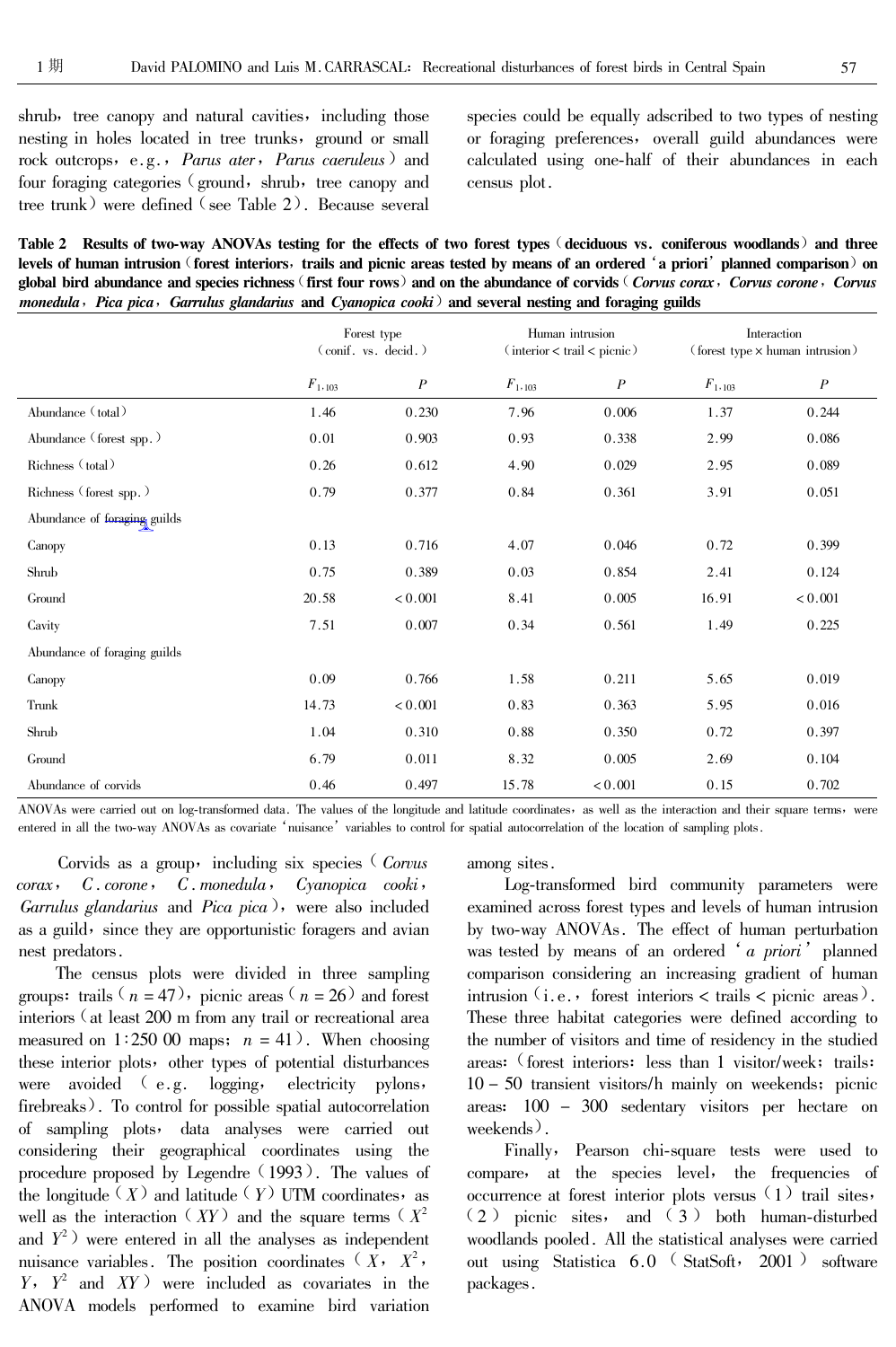shrub, tree canopy and natural cavities, including those nesting in holes located in tree trunks, ground or small rock outcrops, e.g., *Parus ater*, *Parus caeruleus*) and four foraging categories (ground, shrub, tree canopy and tree trunk) were defined (see Table 2). Because several species could be equally adscribed to two types of nesting or foraging preferences, overall guild abundances were calculated using one-half of their abundances in each census plot.

**Table 2 Results of two-way ANOVAs testing for the effects of two forest types (deciduous vs. coniferous woodlands) and three levels of human intrusion (forest interiors, trails and picnic areas tested by means of an ordered 'a priori' planned comparison) on global bird abundance and species richness (first four rows) and on the abundance of corvids (*Corvus corax*, *Corvus corone*, *Corvus monedula*, *Pica pica*, *Garrulus glandarius* and *Cyanopica cooki*) and several nesting and foraging guilds**

| | Forest type (conif. vs. decid.) | | Human intrusion (interior < trail < picnic) | | Interaction (forest type × human intrusion) | |
|---|---|---|---|---|---|---|
| | $F_{1,103}$ | $P$ | $F_{1,103}$ | $P$ | $F_{1,103}$ | $P$ |
| Abundance (total) | 1.46 | 0.230 | 7.96 | 0.006 | 1.37 | 0.244 |
| Abundance (forest spp.) | 0.01 | 0.903 | 0.93 | 0.338 | 2.99 | 0.086 |
| Richness (total) | 0.26 | 0.612 | 4.90 | 0.029 | 2.95 | 0.089 |
| Richness (forest spp.) | 0.79 | 0.377 | 0.84 | 0.361 | 3.91 | 0.051 |
| Abundance of foraging guilds | | | | | | |
| Canopy | 0.13 | 0.716 | 4.07 | 0.046 | 0.72 | 0.399 |
| Shrub | 0.75 | 0.389 | 0.03 | 0.854 | 2.41 | 0.124 |
| Ground | 20.58 | < 0.001 | 8.41 | 0.005 | 16.91 | < 0.001 |
| Cavity | 7.51 | 0.007 | 0.34 | 0.561 | 1.49 | 0.225 |
| Abundance of foraging guilds | | | | | | |
| Canopy | 0.09 | 0.766 | 1.58 | 0.211 | 5.65 | 0.019 |
| Trunk | 14.73 | < 0.001 | 0.83 | 0.363 | 5.95 | 0.016 |
| Shrub | 1.04 | 0.310 | 0.88 | 0.350 | 0.72 | 0.397 |
| Ground | 6.79 | 0.011 | 8.32 | 0.005 | 2.69 | 0.104 |
| Abundance of corvids | 0.46 | 0.497 | 15.78 | < 0.001 | 0.15 | 0.702 |

ANOVAs were carried out on log-transformed data. The values of the longitude and latitude coordinates, as well as the interaction and their square terms, were entered in all the two-way ANOVAs as covariate 'nuisance' variables to control for spatial autocorrelation of the location of sampling plots.

Corvids as a group, including six species (*Corvus corax*, *C. corone*, *C. monedula*, *Cyanopica cooki*, *Garrulus glandarius* and *Pica pica*), were also included as a guild, since they are opportunistic foragers and avian nest predators.

The census plots were divided in three sampling groups: trails ($n = 47$), picnic areas ($n = 26$) and forest interiors (at least 200 m from any trail or recreational area measured on 1:250 00 maps; $n = 41$). When choosing these interior plots, other types of potential disturbances were avoided (e.g. logging, electricity pylons, firebreaks). To control for possible spatial autocorrelation of sampling plots, data analyses were carried out considering their geographical coordinates using the procedure proposed by Legendre (1993). The values of the longitude ($X$) and latitude ($Y$) UTM coordinates, as well as the interaction ($XY$) and the square terms ($X^2$ and $Y^2$) were entered in all the analyses as independent nuisance variables. The position coordinates ($X$, $X^2$, $Y$, $Y^2$ and $XY$) were included as covariates in the ANOVA models performed to examine bird variation among sites.

Log-transformed bird community parameters were examined across forest types and levels of human intrusion by two-way ANOVAs. The effect of human perturbation was tested by means of an ordered '*a priori*' planned comparison considering an increasing gradient of human intrusion (i.e., forest interiors < trails < picnic areas). These three habitat categories were defined according to the number of visitors and time of residency in the studied areas: (forest interiors: less than 1 visitor/week; trails: 10 – 50 transient visitors/h mainly on weekends; picnic areas: 100 – 300 sedentary visitors per hectare on weekends).

Finally, Pearson chi-square tests were used to compare, at the species level, the frequencies of occurrence at forest interior plots versus (1) trail sites, (2) picnic sites, and (3) both human-disturbed woodlands pooled. All the statistical analyses were carried out using Statistica 6.0 (StatSoft, 2001) software packages.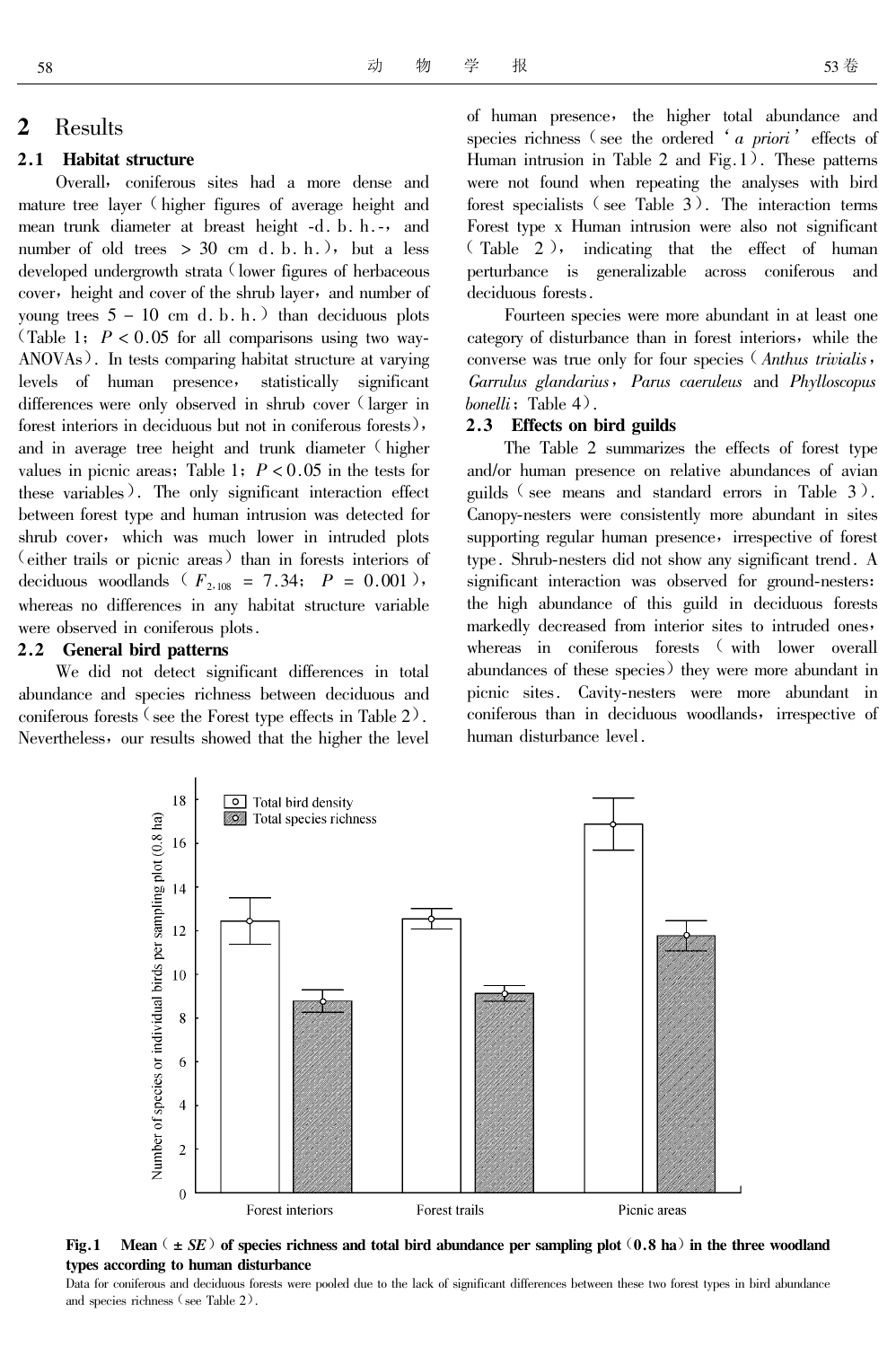## 2 Results

### 2.1 Habitat structure

Overall, coniferous sites had a more dense and mature tree layer (higher figures of average height and mean trunk diameter at breast height -d. b. h.-, and number of old trees > 30 cm d. b. h.), but a less developed undergrowth strata (lower figures of herbaceous cover, height and cover of the shrub layer, and number of young trees 5 – 10 cm d. b. h.) than deciduous plots (Table 1; $P < 0.05$ for all comparisons using two way-ANOVAs). In tests comparing habitat structure at varying levels of human presence, statistically significant differences were only observed in shrub cover (larger in forest interiors in deciduous but not in coniferous forests), and in average tree height and trunk diameter (higher values in picnic areas; Table 1; $P < 0.05$ in the tests for these variables). The only significant interaction effect between forest type and human intrusion was detected for shrub cover, which was much lower in intruded plots (either trails or picnic areas) than in forests interiors of deciduous woodlands ($F_{2,108} = 7.34$; $P = 0.001$), whereas no differences in any habitat structure variable were observed in coniferous plots.

### 2.2 General bird patterns

We did not detect significant differences in total abundance and species richness between deciduous and coniferous forests (see the Forest type effects in Table 2). Nevertheless, our results showed that the higher the level of human presence, the higher total abundance and species richness (see the ordered '*a priori*' effects of Human intrusion in Table 2 and Fig.1). These patterns were not found when repeating the analyses with bird forest specialists (see Table 3). The interaction terms Forest type x Human intrusion were also not significant (Table 2), indicating that the effect of human perturbance is generalizable across coniferous and deciduous forests.

Fourteen species were more abundant in at least one category of disturbance than in forest interiors, while the converse was true only for four species (*Anthus trivialis*, *Garrulus glandarius*, *Parus caeruleus* and *Phylloscopus bonelli*; Table 4).

### 2.3 Effects on bird guilds

The Table 2 summarizes the effects of forest type and/or human presence on relative abundances of avian guilds (see means and standard errors in Table 3). Canopy-nesters were consistently more abundant in sites supporting regular human presence, irrespective of forest type. Shrub-nesters did not show any significant trend. A significant interaction was observed for ground-nesters: the high abundance of this guild in deciduous forests markedly decreased from interior sites to intruded ones, whereas in coniferous forests (with lower overall abundances of these species) they were more abundant in picnic sites. Cavity-nesters were more abundant in coniferous than in deciduous woodlands, irrespective of human disturbance level.

**Fig.1 Mean ($\pm$ *SE*) of species richness and total bird abundance per sampling plot (0.8 ha) in the three woodland types according to human disturbance**

Data for coniferous and deciduous forests were pooled due to the lack of significant differences between these two forest types in bird abundance and species richness (see Table 2).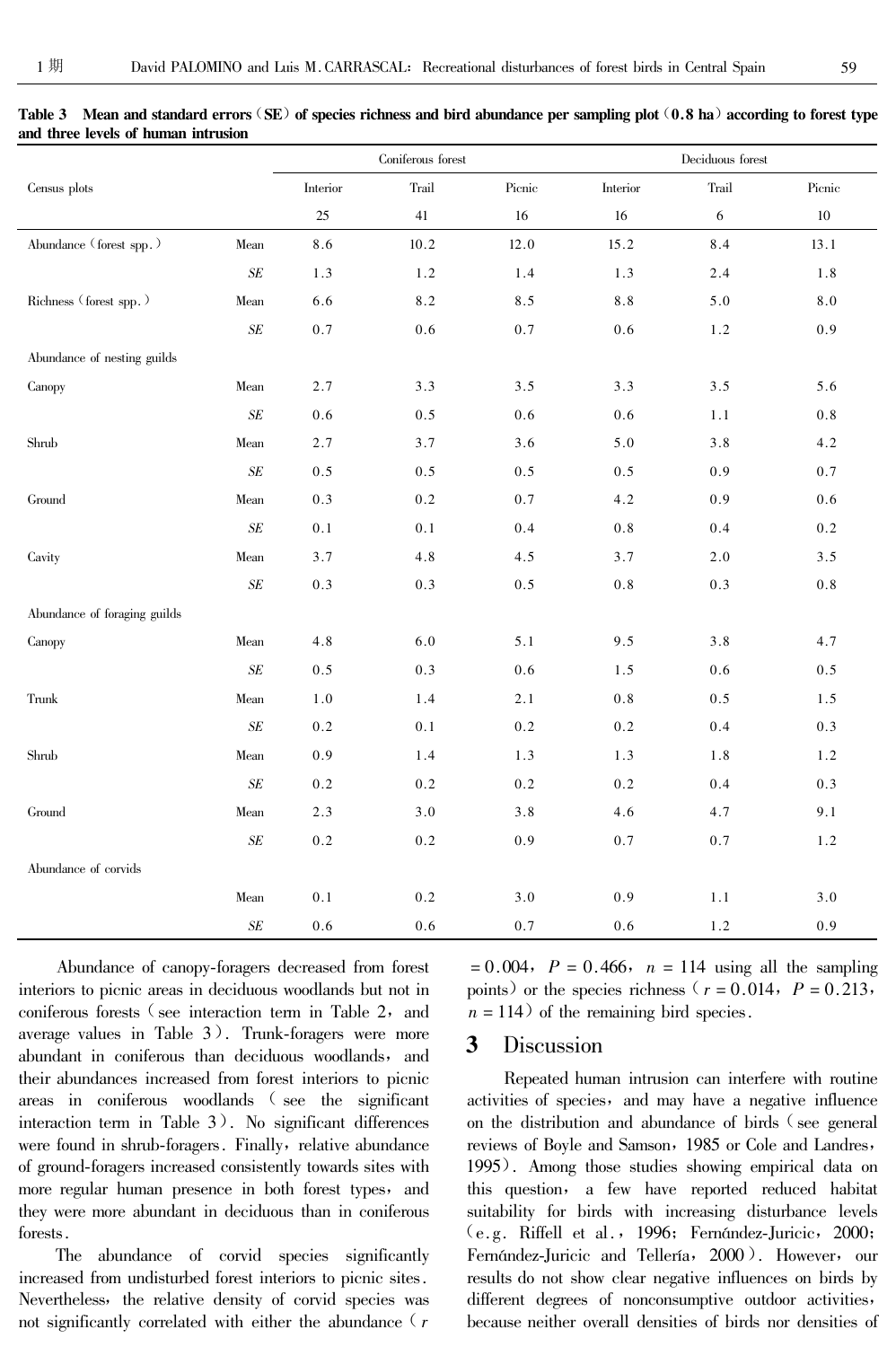**Table 3 Mean and standard errors (SE) of species richness and bird abundance per sampling plot (0.8 ha) according to forest type and three levels of human intrusion**

| Census plots | | Coniferous forest | | | Deciduous forest | | |
|---|---|---|---|---|---|---|---|
| | | Interior | Trail | Picnic | Interior | Trail | Picnic |
| | | 25 | 41 | 16 | 16 | 6 | 10 |
| Abundance (forest spp.) | Mean | 8.6 | 10.2 | 12.0 | 15.2 | 8.4 | 13.1 |
| | *SE* | 1.3 | 1.2 | 1.4 | 1.3 | 2.4 | 1.8 |
| Richness (forest spp.) | Mean | 6.6 | 8.2 | 8.5 | 8.8 | 5.0 | 8.0 |
| | *SE* | 0.7 | 0.6 | 0.7 | 0.6 | 1.2 | 0.9 |
| Abundance of nesting guilds | | | | | | | |
| Canopy | Mean | 2.7 | 3.3 | 3.5 | 3.3 | 3.5 | 5.6 |
| | *SE* | 0.6 | 0.5 | 0.6 | 0.6 | 1.1 | 0.8 |
| Shrub | Mean | 2.7 | 3.7 | 3.6 | 5.0 | 3.8 | 4.2 |
| | *SE* | 0.5 | 0.5 | 0.5 | 0.5 | 0.9 | 0.7 |
| Ground | Mean | 0.3 | 0.2 | 0.7 | 4.2 | 0.9 | 0.6 |
| | *SE* | 0.1 | 0.1 | 0.4 | 0.8 | 0.4 | 0.2 |
| Cavity | Mean | 3.7 | 4.8 | 4.5 | 3.7 | 2.0 | 3.5 |
| | *SE* | 0.3 | 0.3 | 0.5 | 0.8 | 0.3 | 0.8 |
| Abundance of foraging guilds | | | | | | | |
| Canopy | Mean | 4.8 | 6.0 | 5.1 | 9.5 | 3.8 | 4.7 |
| | *SE* | 0.5 | 0.3 | 0.6 | 1.5 | 0.6 | 0.5 |
| Trunk | Mean | 1.0 | 1.4 | 2.1 | 0.8 | 0.5 | 1.5 |
| | *SE* | 0.2 | 0.1 | 0.2 | 0.2 | 0.4 | 0.3 |
| Shrub | Mean | 0.9 | 1.4 | 1.3 | 1.3 | 1.8 | 1.2 |
| | *SE* | 0.2 | 0.2 | 0.2 | 0.2 | 0.4 | 0.3 |
| Ground | Mean | 2.3 | 3.0 | 3.8 | 4.6 | 4.7 | 9.1 |
| | *SE* | 0.2 | 0.2 | 0.9 | 0.7 | 0.7 | 1.2 |
| Abundance of corvids | | | | | | | |
| | Mean | 0.1 | 0.2 | 3.0 | 0.9 | 1.1 | 3.0 |
| | *SE* | 0.6 | 0.6 | 0.7 | 0.6 | 1.2 | 0.9 |

Abundance of canopy-foragers decreased from forest interiors to picnic areas in deciduous woodlands but not in coniferous forests (see interaction term in Table 2, and average values in Table 3). Trunk-foragers were more abundant in coniferous than deciduous woodlands, and their abundances increased from forest interiors to picnic areas in coniferous woodlands (see the significant interaction term in Table 3). No significant differences were found in shrub-foragers. Finally, relative abundance of ground-foragers increased consistently towards sites with more regular human presence in both forest types, and they were more abundant in deciduous than in coniferous forests.

The abundance of corvid species significantly increased from undisturbed forest interiors to picnic sites. Nevertheless, the relative density of corvid species was not significantly correlated with either the abundance ($r = 0.004$, $P = 0.466$, $n = 114$ using all the sampling points) or the species richness ($r = 0.014$, $P = 0.213$, $n = 114$) of the remaining bird species.

## 3 Discussion

Repeated human intrusion can interfere with routine activities of species, and may have a negative influence on the distribution and abundance of birds (see general reviews of Boyle and Samson, 1985 or Cole and Landres, 1995). Among those studies showing empirical data on this question, a few have reported reduced habitat suitability for birds with increasing disturbance levels (e.g. Riffell et al., 1996; Fernández-Juricic, 2000; Fernández-Juricic and Tellería, 2000). However, our results do not show clear negative influences on birds by different degrees of nonconsumptive outdoor activities, because neither overall densities of birds nor densities of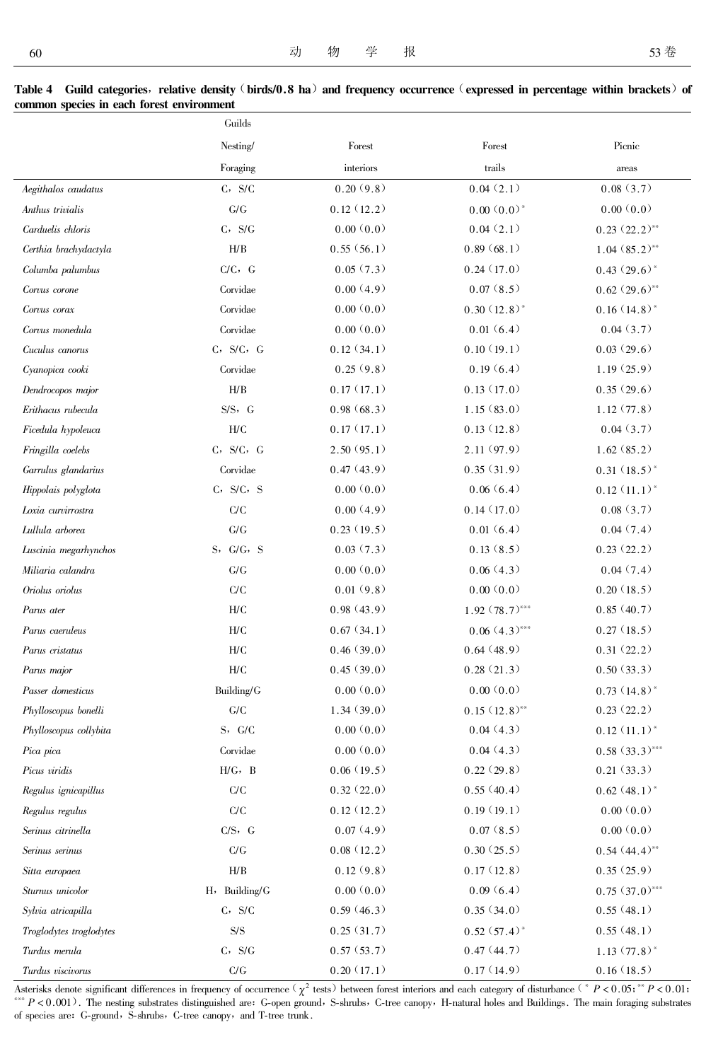**Table 4 Guild categories, relative density (birds/0.8 ha) and frequency occurrence (expressed in percentage within brackets) of common species in each forest environment**

| | Guilds Nesting/ Foraging | Forest interiors | Forest trails | Picnic areas |
|---|---|---|---|---|
| *Aegithalos caudatus* | C, S/C | 0.20 (9.8) | 0.04 (2.1) | 0.08 (3.7) |
| *Anthus trivialis* | G/G | 0.12 (12.2) | 0.00 (0.0)* | 0.00 (0.0) |
| *Carduelis chloris* | C, S/G | 0.00 (0.0) | 0.04 (2.1) | 0.23 (22.2)** |
| *Certhia brachydactyla* | H/B | 0.55 (56.1) | 0.89 (68.1) | 1.04 (85.2)** |
| *Columba palumbus* | C/C, G | 0.05 (7.3) | 0.24 (17.0) | 0.43 (29.6)* |
| *Corvus corone* | Corvidae | 0.00 (4.9) | 0.07 (8.5) | 0.62 (29.6)** |
| *Corvus corax* | Corvidae | 0.00 (0.0) | 0.30 (12.8)* | 0.16 (14.8)* |
| *Corvus monedula* | Corvidae | 0.00 (0.0) | 0.01 (6.4) | 0.04 (3.7) |
| *Cuculus canorus* | C, S/C, G | 0.12 (34.1) | 0.10 (19.1) | 0.03 (29.6) |
| *Cyanopica cooki* | Corvidae | 0.25 (9.8) | 0.19 (6.4) | 1.19 (25.9) |
| *Dendrocopos major* | H/B | 0.17 (17.1) | 0.13 (17.0) | 0.35 (29.6) |
| *Erithacus rubecula* | S/S, G | 0.98 (68.3) | 1.15 (83.0) | 1.12 (77.8) |
| *Ficedula hypoleuca* | H/C | 0.17 (17.1) | 0.13 (12.8) | 0.04 (3.7) |
| *Fringilla coelebs* | C, S/C, G | 2.50 (95.1) | 2.11 (97.9) | 1.62 (85.2) |
| *Garrulus glandarius* | Corvidae | 0.47 (43.9) | 0.35 (31.9) | 0.31 (18.5)* |
| *Hippolais polyglota* | C, S/C, S | 0.00 (0.0) | 0.06 (6.4) | 0.12 (11.1)* |
| *Loxia curvirrostra* | C/C | 0.00 (4.9) | 0.14 (17.0) | 0.08 (3.7) |
| *Lullula arborea* | G/G | 0.23 (19.5) | 0.01 (6.4) | 0.04 (7.4) |
| *Luscinia megarhynchos* | S, G/G, S | 0.03 (7.3) | 0.13 (8.5) | 0.23 (22.2) |
| *Miliaria calandra* | G/G | 0.00 (0.0) | 0.06 (4.3) | 0.04 (7.4) |
| *Oriolus oriolus* | C/C | 0.01 (9.8) | 0.00 (0.0) | 0.20 (18.5) |
| *Parus ater* | H/C | 0.98 (43.9) | 1.92 (78.7)*** | 0.85 (40.7) |
| *Parus caeruleus* | H/C | 0.67 (34.1) | 0.06 (4.3)*** | 0.27 (18.5) |
| *Parus cristatus* | H/C | 0.46 (39.0) | 0.64 (48.9) | 0.31 (22.2) |
| *Parus major* | H/C | 0.45 (39.0) | 0.28 (21.3) | 0.50 (33.3) |
| *Passer domesticus* | Building/G | 0.00 (0.0) | 0.00 (0.0) | 0.73 (14.8)* |
| *Phylloscopus bonelli* | G/C | 1.34 (39.0) | 0.15 (12.8)** | 0.23 (22.2) |
| *Phylloscopus collybita* | S, G/C | 0.00 (0.0) | 0.04 (4.3) | 0.12 (11.1)* |
| *Pica pica* | Corvidae | 0.00 (0.0) | 0.04 (4.3) | 0.58 (33.3)*** |
| *Picus viridis* | H/G, B | 0.06 (19.5) | 0.22 (29.8) | 0.21 (33.3) |
| *Regulus ignicapillus* | C/C | 0.32 (22.0) | 0.55 (40.4) | 0.62 (48.1)* |
| *Regulus regulus* | C/C | 0.12 (12.2) | 0.19 (19.1) | 0.00 (0.0) |
| *Serinus citrinella* | C/S, G | 0.07 (4.9) | 0.07 (8.5) | 0.00 (0.0) |
| *Serinus serinus* | C/G | 0.08 (12.2) | 0.30 (25.5) | 0.54 (44.4)** |
| *Sitta europaea* | H/B | 0.12 (9.8) | 0.17 (12.8) | 0.35 (25.9) |
| *Sturnus unicolor* | H, Building/G | 0.00 (0.0) | 0.09 (6.4) | 0.75 (37.0)*** |
| *Sylvia atricapilla* | C, S/C | 0.59 (46.3) | 0.35 (34.0) | 0.55 (48.1) |
| *Troglodytes troglodytes* | S/S | 0.25 (31.7) | 0.52 (57.4)* | 0.55 (48.1) |
| *Turdus merula* | C, S/G | 0.57 (53.7) | 0.47 (44.7) | 1.13 (77.8)* |
| *Turdus viscivorus* | C/G | 0.20 (17.1) | 0.17 (14.9) | 0.16 (18.5) |

Asterisks denote significant differences in frequency of occurrence ($\chi^2$ tests) between forest interiors and each category of disturbance (* $P < 0.05$; ** $P < 0.01$; *** $P < 0.001$). The nesting substrates distinguished are: G-open ground, S-shrubs, C-tree canopy, H-natural holes and Buildings. The main foraging substrates of species are: G-ground, S-shrubs, C-tree canopy, and T-tree trunk.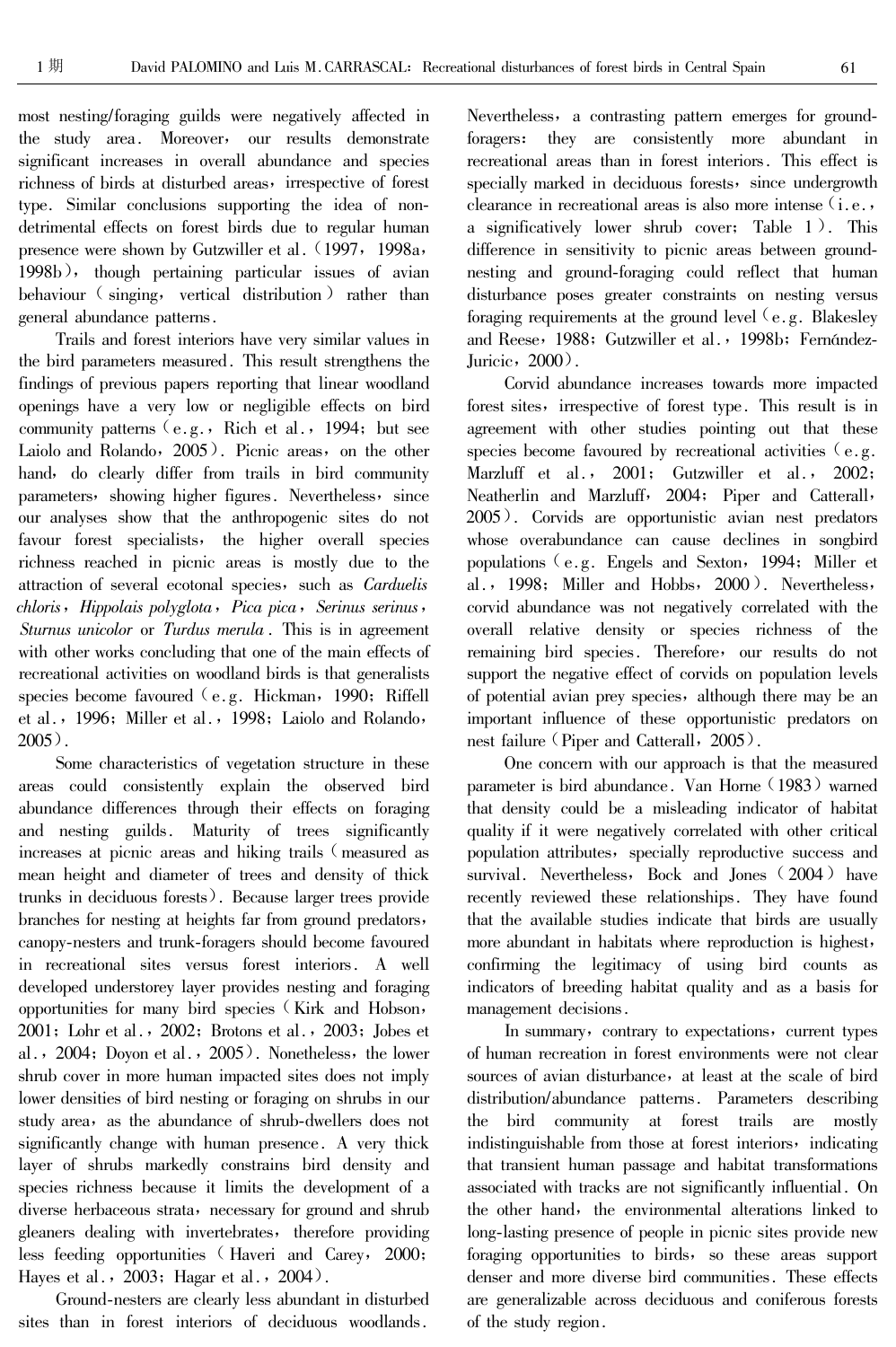most nesting/foraging guilds were negatively affected in the study area. Moreover, our results demonstrate significant increases in overall abundance and species richness of birds at disturbed areas, irrespective of forest type. Similar conclusions supporting the idea of non-detrimental effects on forest birds due to regular human presence were shown by Gutzwiller et al. (1997, 1998a, 1998b), though pertaining particular issues of avian behaviour (singing, vertical distribution) rather than general abundance patterns.

Trails and forest interiors have very similar values in the bird parameters measured. This result strengthens the findings of previous papers reporting that linear woodland openings have a very low or negligible effects on bird community patterns (e.g., Rich et al., 1994; but see Laiolo and Rolando, 2005). Picnic areas, on the other hand, do clearly differ from trails in bird community parameters, showing higher figures. Nevertheless, since our analyses show that the anthropogenic sites do not favour forest specialists, the higher overall species richness reached in picnic areas is mostly due to the attraction of several ecotonal species, such as *Carduelis chloris*, *Hippolais polyglota*, *Pica pica*, *Serinus serinus*, *Sturnus unicolor* or *Turdus merula*. This is in agreement with other works concluding that one of the main effects of recreational activities on woodland birds is that generalists species become favoured (e.g. Hickman, 1990; Riffell et al., 1996; Miller et al., 1998; Laiolo and Rolando, 2005).

Some characteristics of vegetation structure in these areas could consistently explain the observed bird abundance differences through their effects on foraging and nesting guilds. Maturity of trees significantly increases at picnic areas and hiking trails (measured as mean height and diameter of trees and density of thick trunks in deciduous forests). Because larger trees provide branches for nesting at heights far from ground predators, canopy-nesters and trunk-foragers should become favoured in recreational sites versus forest interiors. A well developed understorey layer provides nesting and foraging opportunities for many bird species (Kirk and Hobson, 2001; Lohr et al., 2002; Brotons et al., 2003; Jobes et al., 2004; Doyon et al., 2005). Nonetheless, the lower shrub cover in more human impacted sites does not imply lower densities of bird nesting or foraging on shrubs in our study area, as the abundance of shrub-dwellers does not significantly change with human presence. A very thick layer of shrubs markedly constrains bird density and species richness because it limits the development of a diverse herbaceous strata, necessary for ground and shrub gleaners dealing with invertebrates, therefore providing less feeding opportunities (Haveri and Carey, 2000; Hayes et al., 2003; Hagar et al., 2004).

Ground-nesters are clearly less abundant in disturbed sites than in forest interiors of deciduous woodlands. Nevertheless, a contrasting pattern emerges for ground-foragers: they are consistently more abundant in recreational areas than in forest interiors. This effect is specially marked in deciduous forests, since undergrowth clearance in recreational areas is also more intense (i.e., a significatively lower shrub cover; Table 1). This difference in sensitivity to picnic areas between ground-nesting and ground-foraging could reflect that human disturbance poses greater constraints on nesting versus foraging requirements at the ground level (e.g. Blakesley and Reese, 1988; Gutzwiller et al., 1998b; Fernández-Juricic, 2000).

Corvid abundance increases towards more impacted forest sites, irrespective of forest type. This result is in agreement with other studies pointing out that these species become favoured by recreational activities (e.g. Marzluff et al., 2001; Gutzwiller et al., 2002; Neatherlin and Marzluff, 2004; Piper and Catterall, 2005). Corvids are opportunistic avian nest predators whose overabundance can cause declines in songbird populations (e.g. Engels and Sexton, 1994; Miller et al., 1998; Miller and Hobbs, 2000). Nevertheless, corvid abundance was not negatively correlated with the overall relative density or species richness of the remaining bird species. Therefore, our results do not support the negative effect of corvids on population levels of potential avian prey species, although there may be an important influence of these opportunistic predators on nest failure (Piper and Catterall, 2005).

One concern with our approach is that the measured parameter is bird abundance. Van Horne (1983) warned that density could be a misleading indicator of habitat quality if it were negatively correlated with other critical population attributes, specially reproductive success and survival. Nevertheless, Bock and Jones (2004) have recently reviewed these relationships. They have found that the available studies indicate that birds are usually more abundant in habitats where reproduction is highest, confirming the legitimacy of using bird counts as indicators of breeding habitat quality and as a basis for management decisions.

In summary, contrary to expectations, current types of human recreation in forest environments were not clear sources of avian disturbance, at least at the scale of bird distribution/abundance patterns. Parameters describing the bird community at forest trails are mostly indistinguishable from those at forest interiors, indicating that transient human passage and habitat transformations associated with tracks are not significantly influential. On the other hand, the environmental alterations linked to long-lasting presence of people in picnic sites provide new foraging opportunities to birds, so these areas support denser and more diverse bird communities. These effects are generalizable across deciduous and coniferous forests of the study region.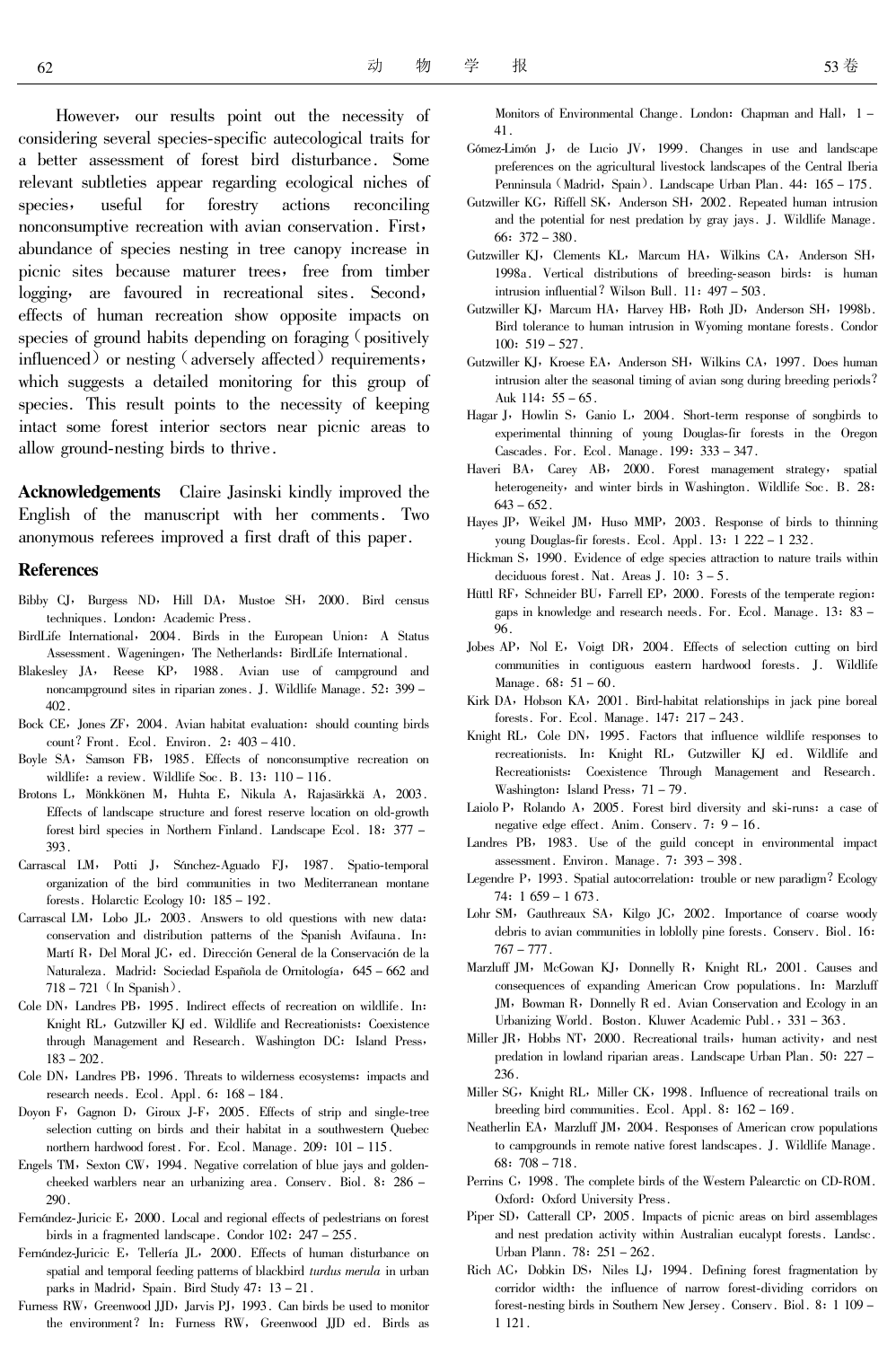However, our results point out the necessity of considering several species-specific autecological traits for a better assessment of forest bird disturbance. Some relevant subtleties appear regarding ecological niches of species, useful for forestry actions reconciling nonconsumptive recreation with avian conservation. First, abundance of species nesting in tree canopy increase in picnic sites because maturer trees, free from timber logging, are favoured in recreational sites. Second, effects of human recreation show opposite impacts on species of ground habits depending on foraging (positively influenced) or nesting (adversely affected) requirements, which suggests a detailed monitoring for this group of species. This result points to the necessity of keeping intact some forest interior sectors near picnic areas to allow ground-nesting birds to thrive.

**Acknowledgements** Claire Jasinski kindly improved the English of the manuscript with her comments. Two anonymous referees improved a first draft of this paper.

## References

Bibby CJ, Burgess ND, Hill DA, Mustoe SH, 2000. Bird census techniques. London: Academic Press.

BirdLife International, 2004. Birds in the European Union: A Status Assessment. Wageningen, The Netherlands: BirdLife International.

Blakesley JA, Reese KP, 1988. Avian use of campground and noncampground sites in riparian zones. J. Wildlife Manage. 52: 399–402.

Bock CE, Jones ZF, 2004. Avian habitat evaluation: should counting birds count? Front. Ecol. Environ. 2: 403–410.

Boyle SA, Samson FB, 1985. Effects of nonconsumptive recreation on wildlife: a review. Wildlife Soc. B. 13: 110–116.

Brotons L, Mönkkönen M, Huhta E, Nikula A, Rajasärkkä A, 2003. Effects of landscape structure and forest reserve location on old-growth forest bird species in Northern Finland. Landscape Ecol. 18: 377–393.

Carrascal LM, Potti J, Sánchez-Aguado FJ, 1987. Spatio-temporal organization of the bird communities in two Mediterranean montane forests. Holarctic Ecology 10: 185–192.

Carrascal LM, Lobo JL, 2003. Answers to old questions with new data: conservation and distribution patterns of the Spanish Avifauna. In: Martí R, Del Moral JC, ed. Dirección General de la Conservación de la Naturaleza. Madrid: Sociedad Española de Ornitología, 645–662 and 718–721 (In Spanish).

Cole DN, Landres PB, 1995. Indirect effects of recreation on wildlife. In: Knight RL, Gutzwiller KJ ed. Wildlife and Recreationists: Coexistence through Management and Research. Washington DC: Island Press, 183–202.

Cole DN, Landres PB, 1996. Threats to wilderness ecosystems: impacts and research needs. Ecol. Appl. 6: 168–184.

Doyon F, Gagnon D, Giroux J-F, 2005. Effects of strip and single-tree selection cutting on birds and their habitat in a southwestern Quebec northern hardwood forest. For. Ecol. Manage. 209: 101–115.

Engels TM, Sexton CW, 1994. Negative correlation of blue jays and golden-cheeked warblers near an urbanizing area. Conserv. Biol. 8: 286–290.

Fernández-Juricic E, 2000. Local and regional effects of pedestrians on forest birds in a fragmented landscape. Condor 102: 247–255.

Fernández-Juricic E, Tellería JL, 2000. Effects of human disturbance on spatial and temporal feeding patterns of blackbird *turdus merula* in urban parks in Madrid, Spain. Bird Study 47: 13–21.

Furness RW, Greenwood JJD, Jarvis PJ, 1993. Can birds be used to monitor the environment? In: Furness RW, Greenwood JJD ed. Birds as Monitors of Environmental Change. London: Chapman and Hall, 1–41.

Gómez-Limón J, de Lucio JV, 1999. Changes in use and landscape preferences on the agricultural livestock landscapes of the Central Iberia Penninsula (Madrid, Spain). Landscape Urban Plan. 44: 165–175.

Gutzwiller KG, Riffell SK, Anderson SH, 2002. Repeated human intrusion and the potential for nest predation by gray jays. J. Wildlife Manage. 66: 372–380.

Gutzwiller KJ, Clements KL, Marcum HA, Wilkins CA, Anderson SH, 1998a. Vertical distributions of breeding-season birds: is human intrusion influential? Wilson Bull. 11: 497–503.

Gutzwiller KJ, Marcum HA, Harvey HB, Roth JD, Anderson SH, 1998b. Bird tolerance to human intrusion in Wyoming montane forests. Condor 100: 519–527.

Gutzwiller KJ, Kroese EA, Anderson SH, Wilkins CA, 1997. Does human intrusion alter the seasonal timing of avian song during breeding periods? Auk 114: 55–65.

Hagar J, Howlin S, Ganio L, 2004. Short-term response of songbirds to experimental thinning of young Douglas-fir forests in the Oregon Cascades. For. Ecol. Manage. 199: 333–347.

Haveri BA, Carey AB, 2000. Forest management strategy, spatial heterogeneity, and winter birds in Washington. Wildlife Soc. B. 28: 643–652.

Hayes JP, Weikel JM, Huso MMP, 2003. Response of birds to thinning young Douglas-fir forests. Ecol. Appl. 13: 1 222–1 232.

Hickman S, 1990. Evidence of edge species attraction to nature trails within deciduous forest. Nat. Areas J. 10: 3–5.

Hüttl RF, Schneider BU, Farrell EP, 2000. Forests of the temperate region: gaps in knowledge and research needs. For. Ecol. Manage. 13: 83–96.

Jobes AP, Nol E, Voigt DR, 2004. Effects of selection cutting on bird communities in contiguous eastern hardwood forests. J. Wildlife Manage. 68: 51–60.

Kirk DA, Hobson KA, 2001. Bird-habitat relationships in jack pine boreal forests. For. Ecol. Manage. 147: 217–243.

Knight RL, Cole DN, 1995. Factors that influence wildlife responses to recreationists. In: Knight RL, Gutzwiller KJ ed. Wildlife and Recreationists: Coexistence Through Management and Research. Washington: Island Press, 71–79.

Laiolo P, Rolando A, 2005. Forest bird diversity and ski-runs: a case of negative edge effect. Anim. Conserv. 7: 9–16.

Landres PB, 1983. Use of the guild concept in environmental impact assessment. Environ. Manage. 7: 393–398.

Legendre P, 1993. Spatial autocorrelation: trouble or new paradigm? Ecology 74: 1 659–1 673.

Lohr SM, Gauthreaux SA, Kilgo JC, 2002. Importance of coarse woody debris to avian communities in loblolly pine forests. Conserv. Biol. 16: 767–777.

Marzluff JM, McGowan KJ, Donnelly R, Knight RL, 2001. Causes and consequences of expanding American Crow populations. In: Marzluff JM, Bowman R, Donnelly R ed. Avian Conservation and Ecology in an Urbanizing World. Boston. Kluwer Academic Publ., 331–363.

Miller JR, Hobbs NT, 2000. Recreational trails, human activity, and nest predation in lowland riparian areas. Landscape Urban Plan. 50: 227–236.

Miller SG, Knight RL, Miller CK, 1998. Influence of recreational trails on breeding bird communities. Ecol. Appl. 8: 162–169.

Neatherlin EA, Marzluff JM, 2004. Responses of American crow populations to campgrounds in remote native forest landscapes. J. Wildlife Manage. 68: 708–718.

Perrins C, 1998. The complete birds of the Western Palearctic on CD-ROM. Oxford: Oxford University Press.

Piper SD, Catterall CP, 2005. Impacts of picnic areas on bird assemblages and nest predation activity within Australian eucalypt forests. Landsc. Urban Plann. 78: 251–262.

Rich AC, Dobkin DS, Niles LJ, 1994. Defining forest fragmentation by corridor width: the influence of narrow forest-dividing corridors on forest-nesting birds in Southern New Jersey. Conserv. Biol. 8: 1 109–1 121.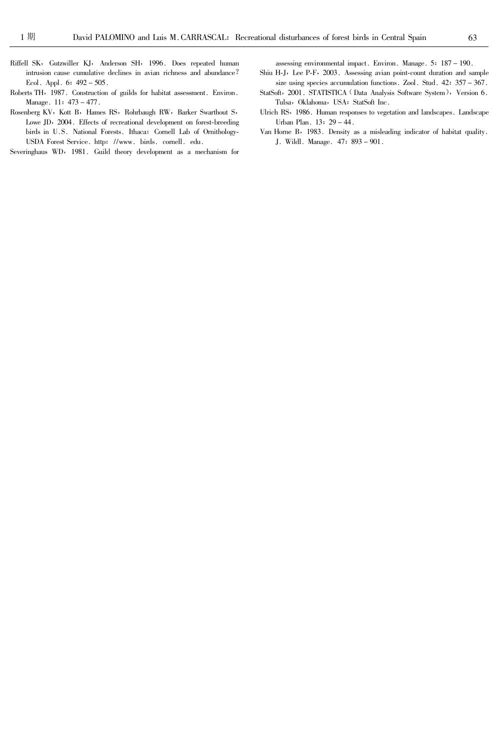Riffell SK, Gutzwiller KJ, Anderson SH, 1996. Does repeated human intrusion cause cumulative declines in avian richness and abundance? Ecol. Appl. 6: 492 – 505.

Roberts TH, 1987. Construction of guilds for habitat assessment. Environ. Manage. 11: 473 – 477.

Rosenberg KV, Kott B, Hames RS, Rohrbaugh RW, Barker Swarthout S, Lowe JD, 2004. Effects of recreational development on forest-breeding birds in U.S. National Forests. Ithaca: Cornell Lab of Ornithology-USDA Forest Service. http: //www. birds. cornell. edu.

Severinghaus WD, 1981. Guild theory development as a mechanism for assessing environmental impact. Environ. Manage. 5: 187 – 190.

Shiu H-J, Lee P-F, 2003. Assessing avian point-count duration and sample size using species accumulation functions. Zool. Stud. 42: 357 – 367.

StatSoft, 2001. STATISTICA (Data Analysis Software System), Version 6. Tulsa, Oklahoma, USA: StatSoft Inc.

Ulrich RS, 1986. Human responses to vegetation and landscapes. Landscape Urban Plan. 13: 29 – 44.

Van Horne B, 1983. Density as a misleading indicator of habitat quality. J. Wildl. Manage. 47: 893 – 901.